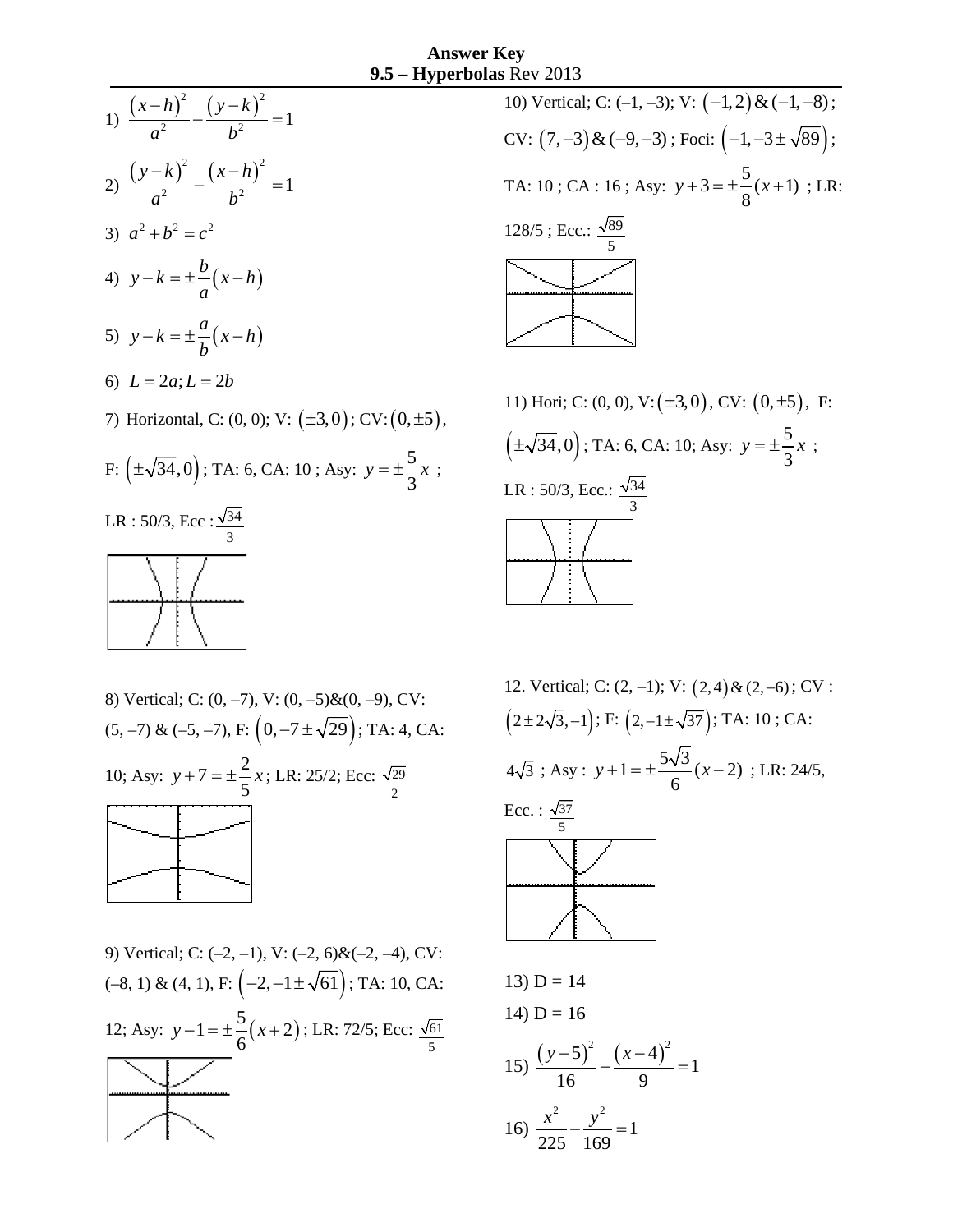**Answer Key**
**9.5 – Hyperbolas** Rev 2013

1) $\dfrac{(x-h)^2}{a^2}-\dfrac{(y-k)^2}{b^2}=1$

2) $\dfrac{(y-k)^2}{a^2}-\dfrac{(x-h)^2}{b^2}=1$

3) $a^2+b^2=c^2$

4) $y-k=\pm\dfrac{b}{a}(x-h)$

5) $y-k=\pm\dfrac{a}{b}(x-h)$

6) $L=2a; L=2b$

7) Horizontal, C: (0, 0); V: $(\pm 3,0)$; CV: $(0,\pm 5)$, F: $(\pm\sqrt{34},0)$; TA: 6, CA: 10 ; Asy: $y=\pm\dfrac{5}{3}x$ ; LR : 50/3, Ecc : $\frac{\sqrt{34}}{3}$

8) Vertical; C: (0, –7), V: (0, –5)&(0, –9), CV: (5, –7) & (–5, –7), F: $\left(0,-7\pm\sqrt{29}\right)$; TA: 4, CA: 10; Asy: $y+7=\pm\dfrac{2}{5}x$; LR: 25/2; Ecc: $\frac{\sqrt{29}}{2}$

9) Vertical; C: (–2, –1), V: (–2, 6)&(–2, –4), CV: (–8, 1) & (4, 1), F: $\left(-2,-1\pm\sqrt{61}\right)$; TA: 10, CA: 12; Asy: $y-1=\pm\dfrac{5}{6}(x+2)$; LR: 72/5; Ecc: $\frac{\sqrt{61}}{5}$

10) Vertical; C: (–1, –3); V: $(-1,2)\,\&\,(-1,-8)$; CV: $(7,-3)\,\&\,(-9,-3)$; Foci: $\left(-1,-3\pm\sqrt{89}\right)$; TA: 10 ; CA : 16 ; Asy: $y+3=\pm\dfrac{5}{8}(x+1)$ ; LR: 128/5 ; Ecc.: $\frac{\sqrt{89}}{5}$

11) Hori; C: (0, 0), V: $(\pm 3,0)$, CV: $(0,\pm 5)$, F: $\left(\pm\sqrt{34},0\right)$; TA: 6, CA: 10; Asy: $y=\pm\dfrac{5}{3}x$ ; LR : 50/3, Ecc.: $\frac{\sqrt{34}}{3}$

12. Vertical; C: (2, –1); V: $(2,4)\,\&\,(2,-6)$; CV : $\left(2\pm 2\sqrt{3},-1\right)$; F: $\left(2,-1\pm\sqrt{37}\right)$; TA: 10 ; CA: $4\sqrt{3}$ ; Asy : $y+1=\pm\dfrac{5\sqrt{3}}{6}(x-2)$ ; LR: 24/5, Ecc. : $\frac{\sqrt{37}}{5}$

13) D = 14

14) D = 16

15) $\dfrac{(y-5)^2}{16}-\dfrac{(x-4)^2}{9}=1$

16) $\dfrac{x^2}{225}-\dfrac{y^2}{169}=1$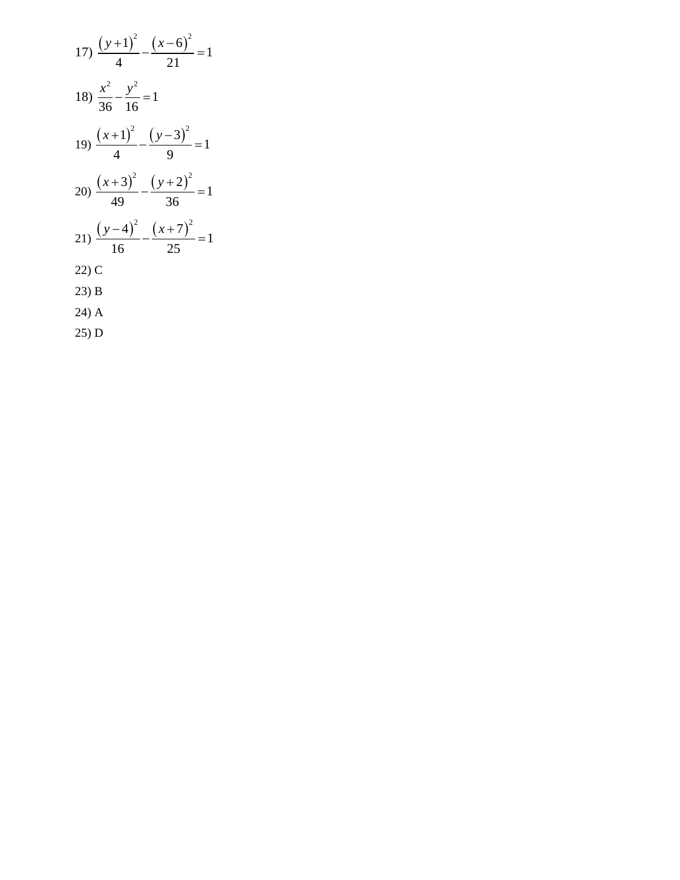17) $\dfrac{(y+1)^2}{4}-\dfrac{(x-6)^2}{21}=1$

18) $\dfrac{x^2}{36}-\dfrac{y^2}{16}=1$

19) $\dfrac{(x+1)^2}{4}-\dfrac{(y-3)^2}{9}=1$

20) $\dfrac{(x+3)^2}{49}-\dfrac{(y+2)^2}{36}=1$

21) $\dfrac{(y-4)^2}{16}-\dfrac{(x+7)^2}{25}=1$

22) C

23) B

24) A

25) D